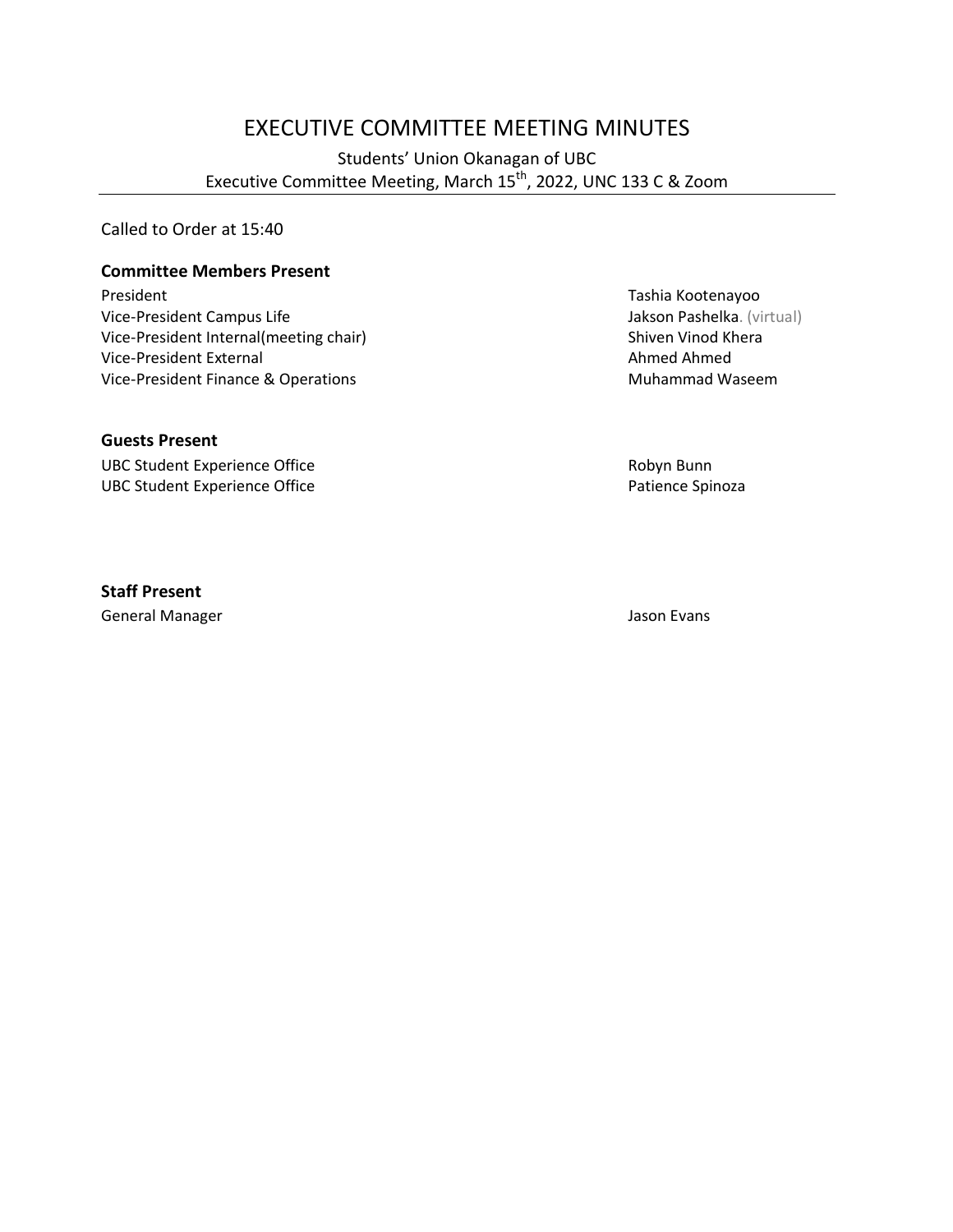# EXECUTIVE COMMITTEE MEETING MINUTES

Students' Union Okanagan of UBC
Executive Committee Meeting, March 15th, 2022, UNC 133 C & Zoom

Called to Order at 15:40

**Committee Members Present**

| | |
|---|---|
| President | Tashia Kootenayoo |
| Vice-President Campus Life | Jakson Pashelka. (virtual) |
| Vice-President Internal(meeting chair) | Shiven Vinod Khera |
| Vice-President External | Ahmed Ahmed |
| Vice-President Finance & Operations | Muhammad Waseem |

**Guests Present**

| | |
|---|---|
| UBC Student Experience Office | Robyn Bunn |
| UBC Student Experience Office | Patience Spinoza |

**Staff Present**

| | |
|---|---|
| General Manager | Jason Evans |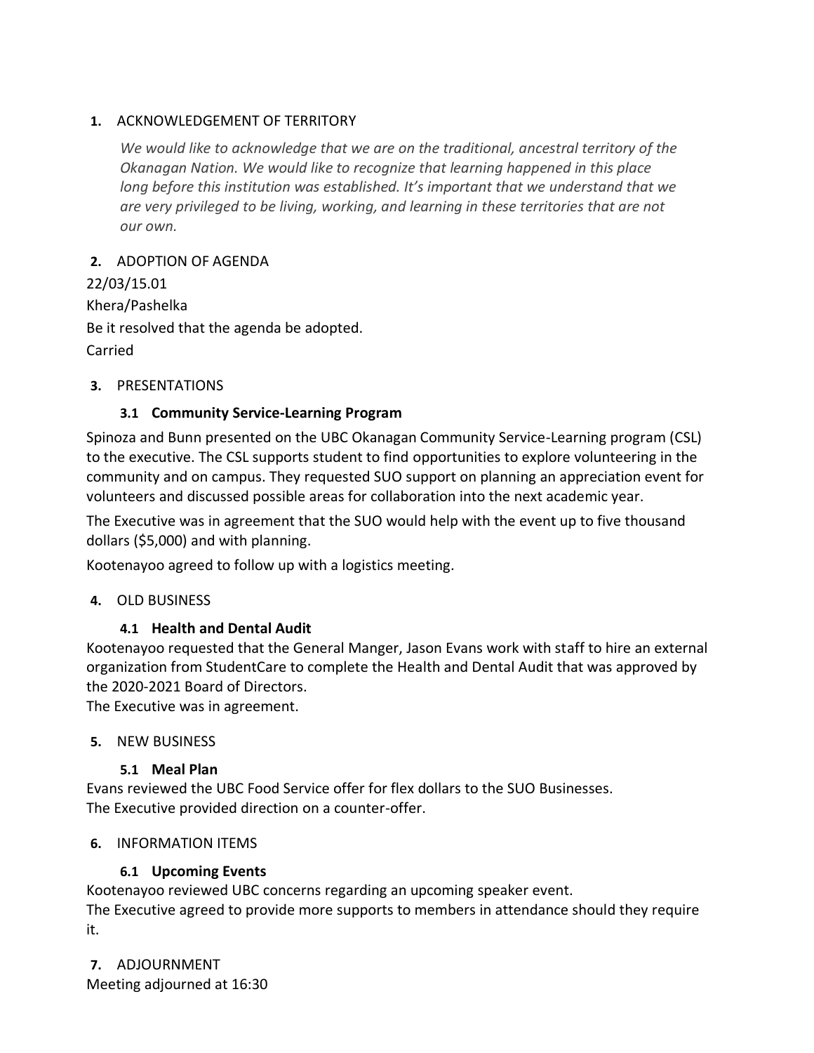**1.** ACKNOWLEDGEMENT OF TERRITORY

*We would like to acknowledge that we are on the traditional, ancestral territory of the Okanagan Nation. We would like to recognize that learning happened in this place long before this institution was established. It's important that we understand that we are very privileged to be living, working, and learning in these territories that are not our own.*

**2.** ADOPTION OF AGENDA

22/03/15.01

Khera/Pashelka

Be it resolved that the agenda be adopted.

Carried

**3.** PRESENTATIONS

### 3.1 Community Service-Learning Program

Spinoza and Bunn presented on the UBC Okanagan Community Service-Learning program (CSL) to the executive. The CSL supports student to find opportunities to explore volunteering in the community and on campus. They requested SUO support on planning an appreciation event for volunteers and discussed possible areas for collaboration into the next academic year.

The Executive was in agreement that the SUO would help with the event up to five thousand dollars ($5,000) and with planning.

Kootenayoo agreed to follow up with a logistics meeting.

**4.** OLD BUSINESS

### 4.1 Health and Dental Audit

Kootenayoo requested that the General Manger, Jason Evans work with staff to hire an external organization from StudentCare to complete the Health and Dental Audit that was approved by the 2020-2021 Board of Directors.

The Executive was in agreement.

**5.** NEW BUSINESS

### 5.1 Meal Plan

Evans reviewed the UBC Food Service offer for flex dollars to the SUO Businesses.

The Executive provided direction on a counter-offer.

**6.** INFORMATION ITEMS

### 6.1 Upcoming Events

Kootenayoo reviewed UBC concerns regarding an upcoming speaker event.

The Executive agreed to provide more supports to members in attendance should they require it.

**7.** ADJOURNMENT

Meeting adjourned at 16:30